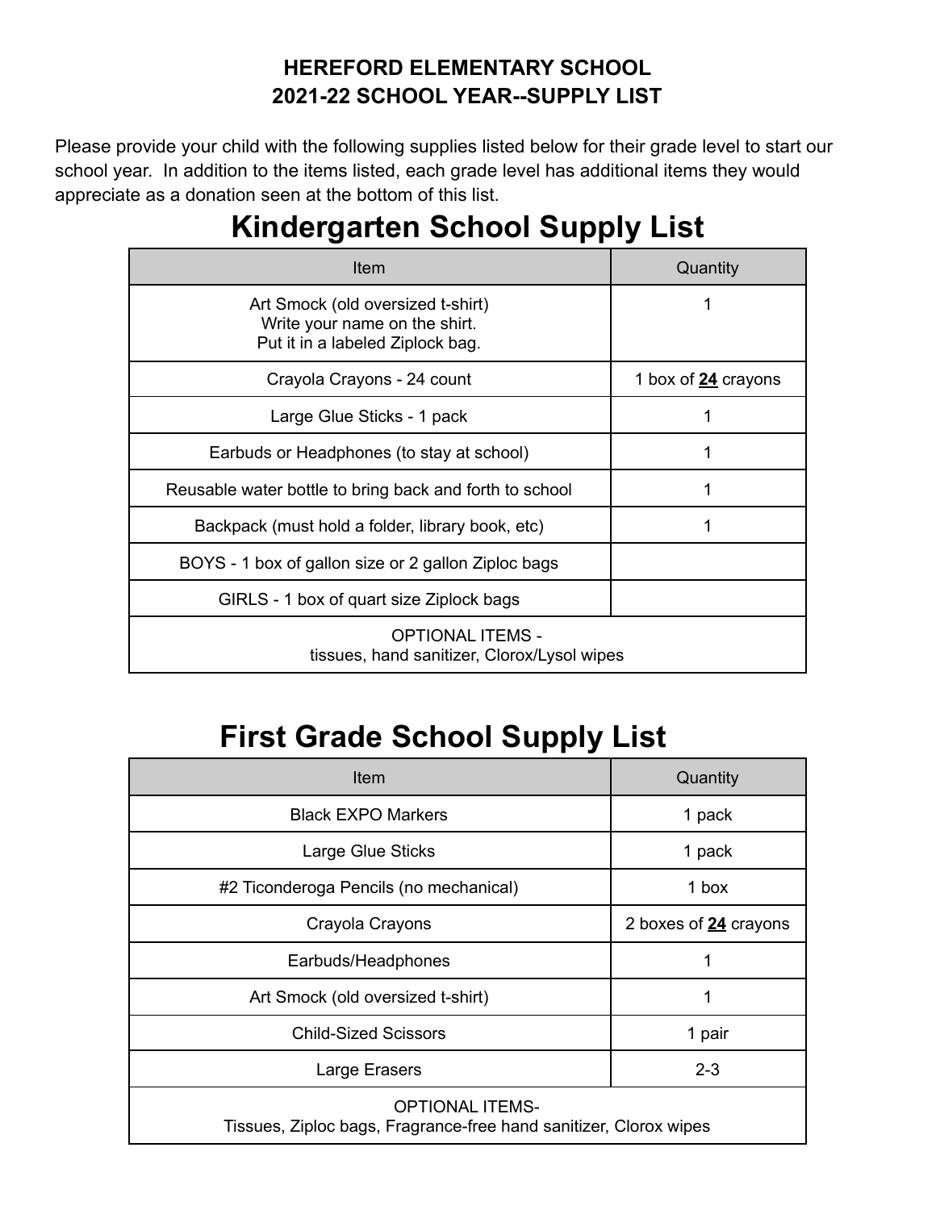**HEREFORD ELEMENTARY SCHOOL**
**2021-22 SCHOOL YEAR--SUPPLY LIST**

Please provide your child with the following supplies listed below for their grade level to start our school year. In addition to the items listed, each grade level has additional items they would appreciate as a donation seen at the bottom of this list.

# Kindergarten School Supply List

| Item | Quantity |
|---|---|
| Art Smock (old oversized t-shirt)<br>Write your name on the shirt.<br>Put it in a labeled Ziplock bag. | 1 |
| Crayola Crayons - 24 count | 1 box of **<u>24</u>** crayons |
| Large Glue Sticks - 1 pack | 1 |
| Earbuds or Headphones (to stay at school) | 1 |
| Reusable water bottle to bring back and forth to school | 1 |
| Backpack (must hold a folder, library book, etc) | 1 |
| BOYS - 1 box of gallon size or 2 gallon Ziploc bags | |
| GIRLS - 1 box of quart size Ziplock bags | |
| OPTIONAL ITEMS -<br>tissues, hand sanitizer, Clorox/Lysol wipes | |

# First Grade School Supply List

| Item | Quantity |
|---|---|
| Black EXPO Markers | 1 pack |
| Large Glue Sticks | 1 pack |
| #2 Ticonderoga Pencils (no mechanical) | 1 box |
| Crayola Crayons | 2 boxes of **<u>24</u>** crayons |
| Earbuds/Headphones | 1 |
| Art Smock (old oversized t-shirt) | 1 |
| Child-Sized Scissors | 1 pair |
| Large Erasers | 2-3 |
| OPTIONAL ITEMS-<br>Tissues, Ziploc bags, Fragrance-free hand sanitizer, Clorox wipes | |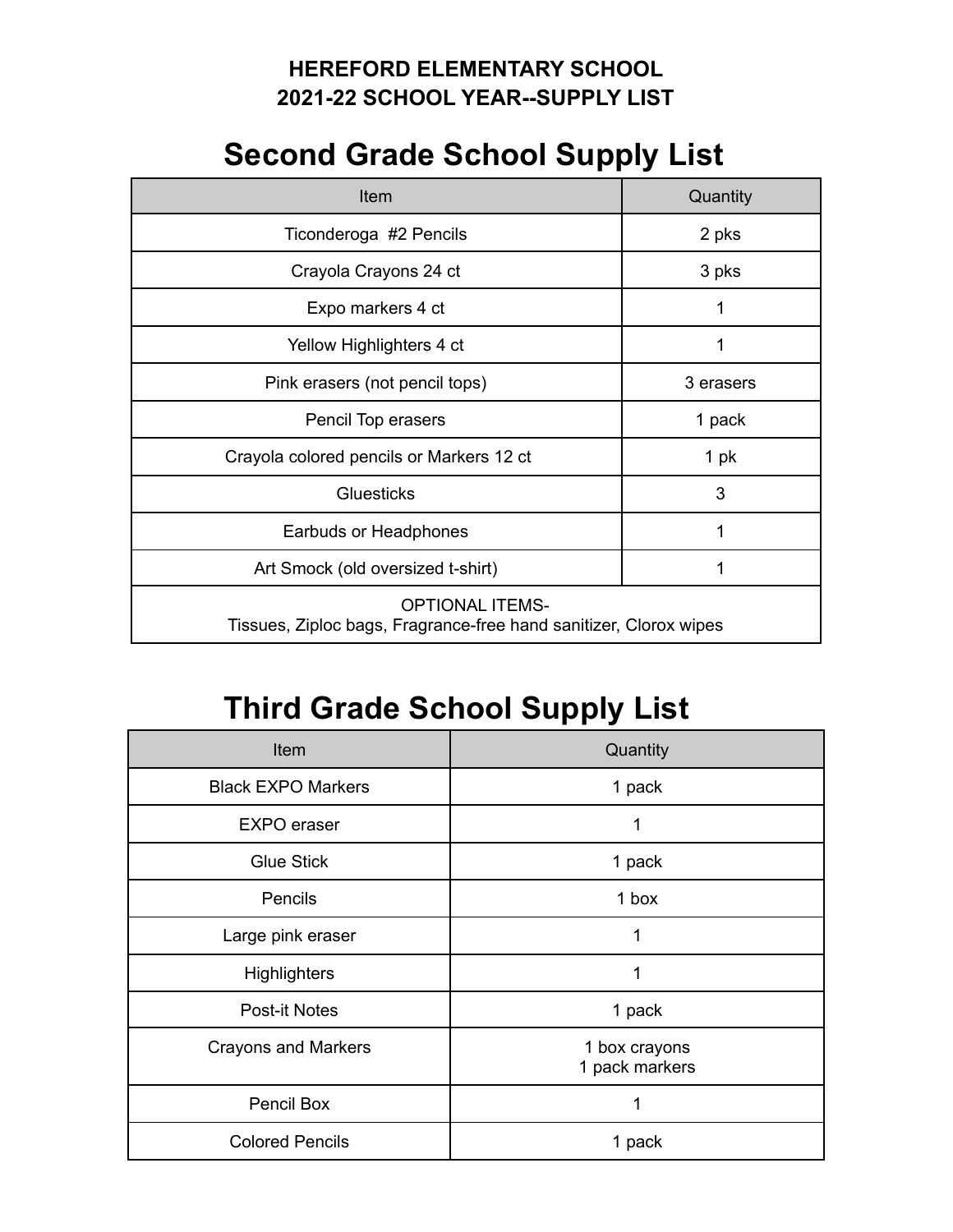**HEREFORD ELEMENTARY SCHOOL**
**2021-22 SCHOOL YEAR--SUPPLY LIST**

# Second Grade School Supply List

| Item | Quantity |
|---|---|
| Ticonderoga #2 Pencils | 2 pks |
| Crayola Crayons 24 ct | 3 pks |
| Expo markers 4 ct | 1 |
| Yellow Highlighters 4 ct | 1 |
| Pink erasers (not pencil tops) | 3 erasers |
| Pencil Top erasers | 1 pack |
| Crayola colored pencils or Markers 12 ct | 1 pk |
| Gluesticks | 3 |
| Earbuds or Headphones | 1 |
| Art Smock (old oversized t-shirt) | 1 |
| OPTIONAL ITEMS- Tissues, Ziploc bags, Fragrance-free hand sanitizer, Clorox wipes | |

# Third Grade School Supply List

| Item | Quantity |
|---|---|
| Black EXPO Markers | 1 pack |
| EXPO eraser | 1 |
| Glue Stick | 1 pack |
| Pencils | 1 box |
| Large pink eraser | 1 |
| Highlighters | 1 |
| Post-it Notes | 1 pack |
| Crayons and Markers | 1 box crayons<br>1 pack markers |
| Pencil Box | 1 |
| Colored Pencils | 1 pack |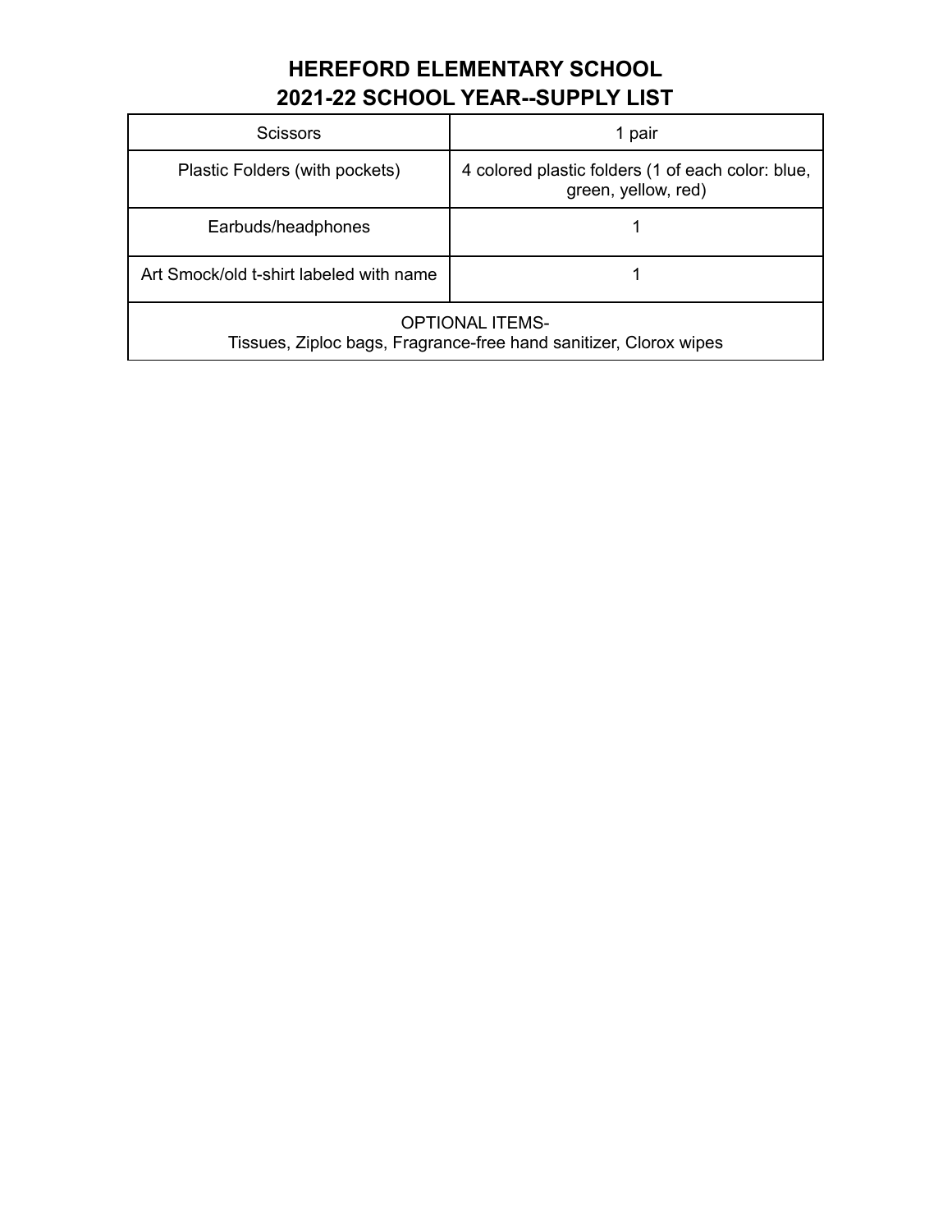# HEREFORD ELEMENTARY SCHOOL
# 2021-22 SCHOOL YEAR--SUPPLY LIST

| | |
|---|---|
| Scissors | 1 pair |
| Plastic Folders (with pockets) | 4 colored plastic folders (1 of each color: blue, green, yellow, red) |
| Earbuds/headphones | 1 |
| Art Smock/old t-shirt labeled with name | 1 |
| OPTIONAL ITEMS-<br>Tissues, Ziploc bags, Fragrance-free hand sanitizer, Clorox wipes | |